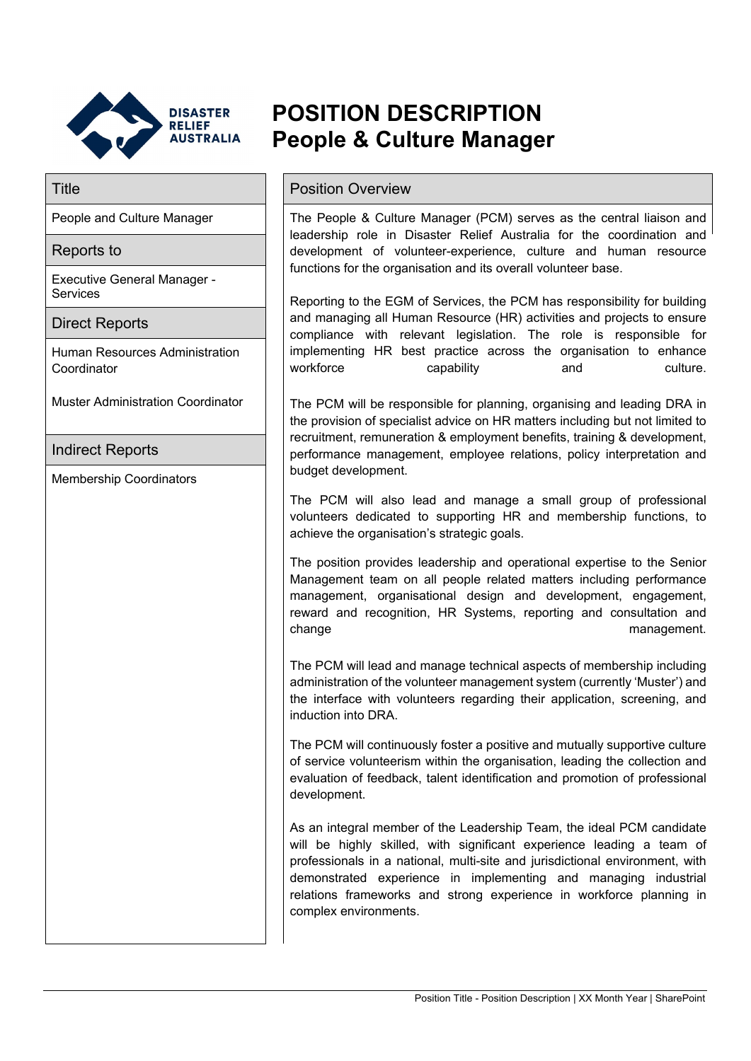DISASTER RELIEF AUSTRALIA

# POSITION DESCRIPTION
# People & Culture Manager

## Title

People and Culture Manager

## Reports to

Executive General Manager - Services

## Direct Reports

Human Resources Administration Coordinator

Muster Administration Coordinator

## Indirect Reports

Membership Coordinators

## Position Overview

The People & Culture Manager (PCM) serves as the central liaison and leadership role in Disaster Relief Australia for the coordination and development of volunteer-experience, culture and human resource functions for the organisation and its overall volunteer base.

Reporting to the EGM of Services, the PCM has responsibility for building and managing all Human Resource (HR) activities and projects to ensure compliance with relevant legislation. The role is responsible for implementing HR best practice across the organisation to enhance workforce capability and culture.

The PCM will be responsible for planning, organising and leading DRA in the provision of specialist advice on HR matters including but not limited to recruitment, remuneration & employment benefits, training & development, performance management, employee relations, policy interpretation and budget development.

The PCM will also lead and manage a small group of professional volunteers dedicated to supporting HR and membership functions, to achieve the organisation's strategic goals.

The position provides leadership and operational expertise to the Senior Management team on all people related matters including performance management, organisational design and development, engagement, reward and recognition, HR Systems, reporting and consultation and change management.

The PCM will lead and manage technical aspects of membership including administration of the volunteer management system (currently 'Muster') and the interface with volunteers regarding their application, screening, and induction into DRA.

The PCM will continuously foster a positive and mutually supportive culture of service volunteerism within the organisation, leading the collection and evaluation of feedback, talent identification and promotion of professional development.

As an integral member of the Leadership Team, the ideal PCM candidate will be highly skilled, with significant experience leading a team of professionals in a national, multi-site and jurisdictional environment, with demonstrated experience in implementing and managing industrial relations frameworks and strong experience in workforce planning in complex environments.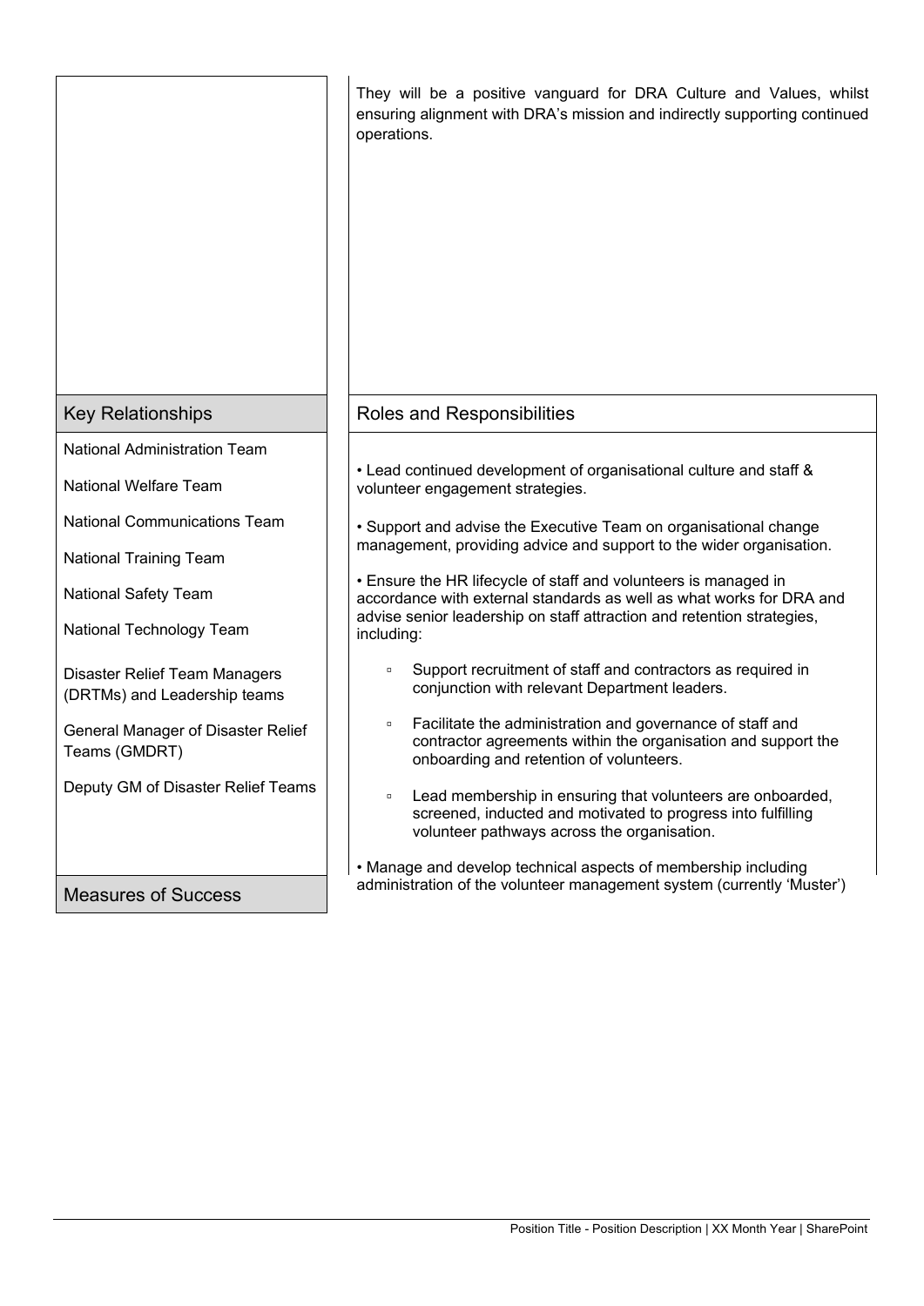They will be a positive vanguard for DRA Culture and Values, whilst ensuring alignment with DRA's mission and indirectly supporting continued operations.

## Key Relationships

National Administration Team

National Welfare Team

National Communications Team

National Training Team

National Safety Team

National Technology Team

Disaster Relief Team Managers (DRTMs) and Leadership teams

General Manager of Disaster Relief Teams (GMDRT)

Deputy GM of Disaster Relief Teams

## Roles and Responsibilities

- Lead continued development of organisational culture and staff & volunteer engagement strategies.
- Support and advise the Executive Team on organisational change management, providing advice and support to the wider organisation.
- Ensure the HR lifecycle of staff and volunteers is managed in accordance with external standards as well as what works for DRA and advise senior leadership on staff attraction and retention strategies, including:
  - Support recruitment of staff and contractors as required in conjunction with relevant Department leaders.
  - Facilitate the administration and governance of staff and contractor agreements within the organisation and support the onboarding and retention of volunteers.
  - Lead membership in ensuring that volunteers are onboarded, screened, inducted and motivated to progress into fulfilling volunteer pathways across the organisation.
- Manage and develop technical aspects of membership including administration of the volunteer management system (currently 'Muster')

## Measures of Success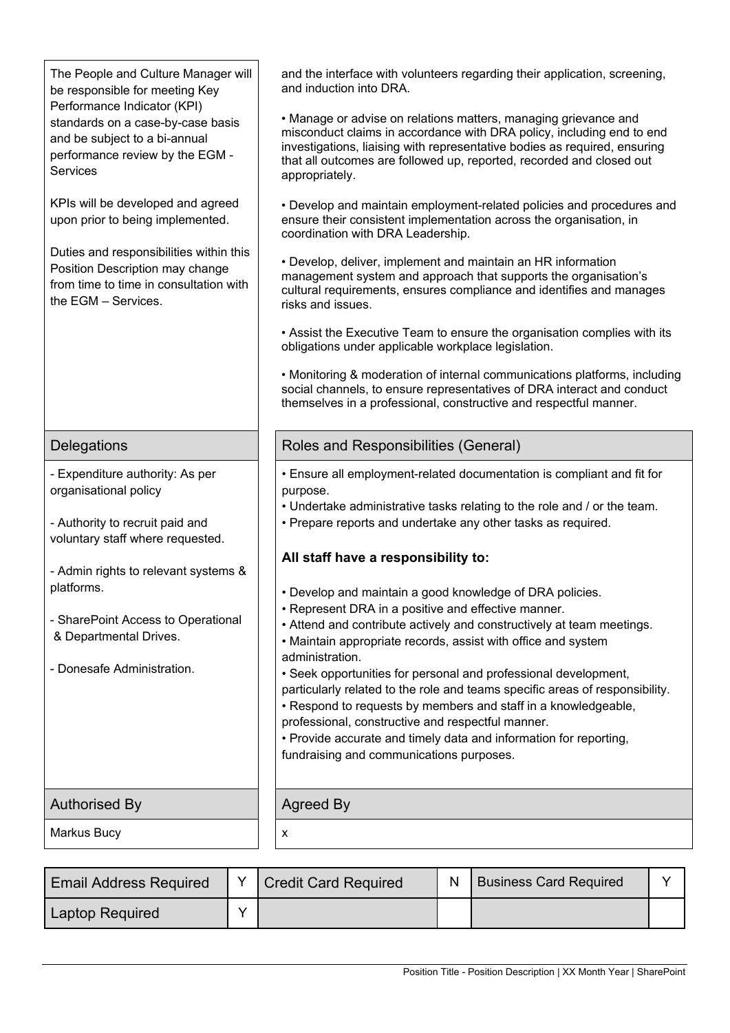The People and Culture Manager will be responsible for meeting Key Performance Indicator (KPI) standards on a case-by-case basis and be subject to a bi-annual performance review by the EGM - Services

KPIs will be developed and agreed upon prior to being implemented.

Duties and responsibilities within this Position Description may change from time to time in consultation with the EGM – Services.

and the interface with volunteers regarding their application, screening, and induction into DRA.

- Manage or advise on relations matters, managing grievance and misconduct claims in accordance with DRA policy, including end to end investigations, liaising with representative bodies as required, ensuring that all outcomes are followed up, reported, recorded and closed out appropriately.
- Develop and maintain employment-related policies and procedures and ensure their consistent implementation across the organisation, in coordination with DRA Leadership.
- Develop, deliver, implement and maintain an HR information management system and approach that supports the organisation's cultural requirements, ensures compliance and identifies and manages risks and issues.
- Assist the Executive Team to ensure the organisation complies with its obligations under applicable workplace legislation.
- Monitoring & moderation of internal communications platforms, including social channels, to ensure representatives of DRA interact and conduct themselves in a professional, constructive and respectful manner.

## Delegations

- Expenditure authority: As per organisational policy
- Authority to recruit paid and voluntary staff where requested.
- Admin rights to relevant systems & platforms.
- SharePoint Access to Operational & Departmental Drives.
- Donesafe Administration.

## Roles and Responsibilities (General)

- Ensure all employment-related documentation is compliant and fit for purpose.
- Undertake administrative tasks relating to the role and / or the team.
- Prepare reports and undertake any other tasks as required.

**All staff have a responsibility to:**

- Develop and maintain a good knowledge of DRA policies.
- Represent DRA in a positive and effective manner.
- Attend and contribute actively and constructively at team meetings.
- Maintain appropriate records, assist with office and system administration.
- Seek opportunities for personal and professional development, particularly related to the role and teams specific areas of responsibility.
- Respond to requests by members and staff in a knowledgeable, professional, constructive and respectful manner.
- Provide accurate and timely data and information for reporting, fundraising and communications purposes.

## Authorised By

Markus Bucy

## Agreed By

x

| Email Address Required | Y | Credit Card Required | N | Business Card Required | Y |
|---|---|---|---|---|---|
| Laptop Required | Y | | | | |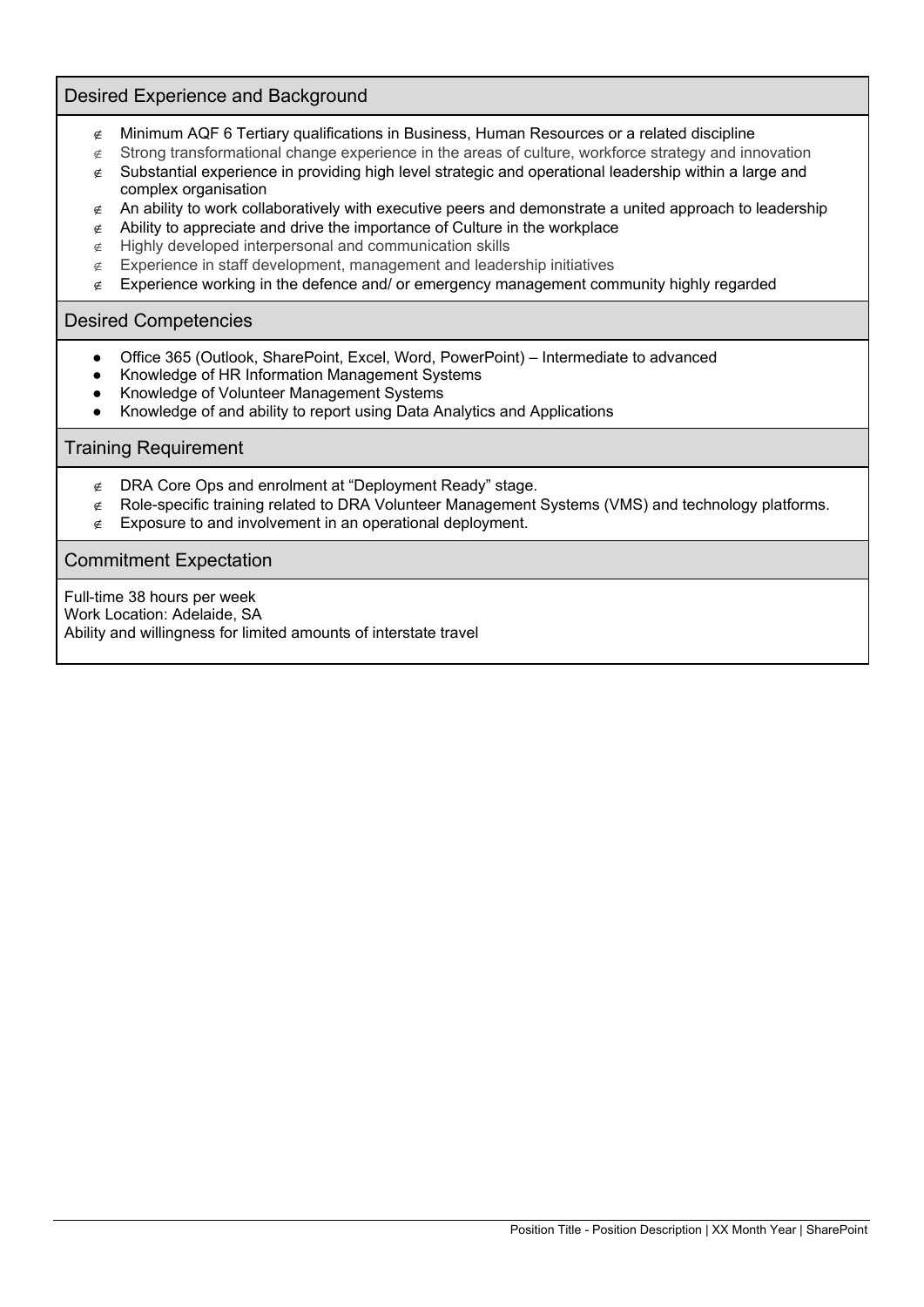## Desired Experience and Background

- Minimum AQF 6 Tertiary qualifications in Business, Human Resources or a related discipline
- Strong transformational change experience in the areas of culture, workforce strategy and innovation
- Substantial experience in providing high level strategic and operational leadership within a large and complex organisation
- An ability to work collaboratively with executive peers and demonstrate a united approach to leadership
- Ability to appreciate and drive the importance of Culture in the workplace
- Highly developed interpersonal and communication skills
- Experience in staff development, management and leadership initiatives
- Experience working in the defence and/ or emergency management community highly regarded

## Desired Competencies

- Office 365 (Outlook, SharePoint, Excel, Word, PowerPoint) – Intermediate to advanced
- Knowledge of HR Information Management Systems
- Knowledge of Volunteer Management Systems
- Knowledge of and ability to report using Data Analytics and Applications

## Training Requirement

- DRA Core Ops and enrolment at "Deployment Ready" stage.
- Role-specific training related to DRA Volunteer Management Systems (VMS) and technology platforms.
- Exposure to and involvement in an operational deployment.

## Commitment Expectation

Full-time 38 hours per week
Work Location: Adelaide, SA
Ability and willingness for limited amounts of interstate travel